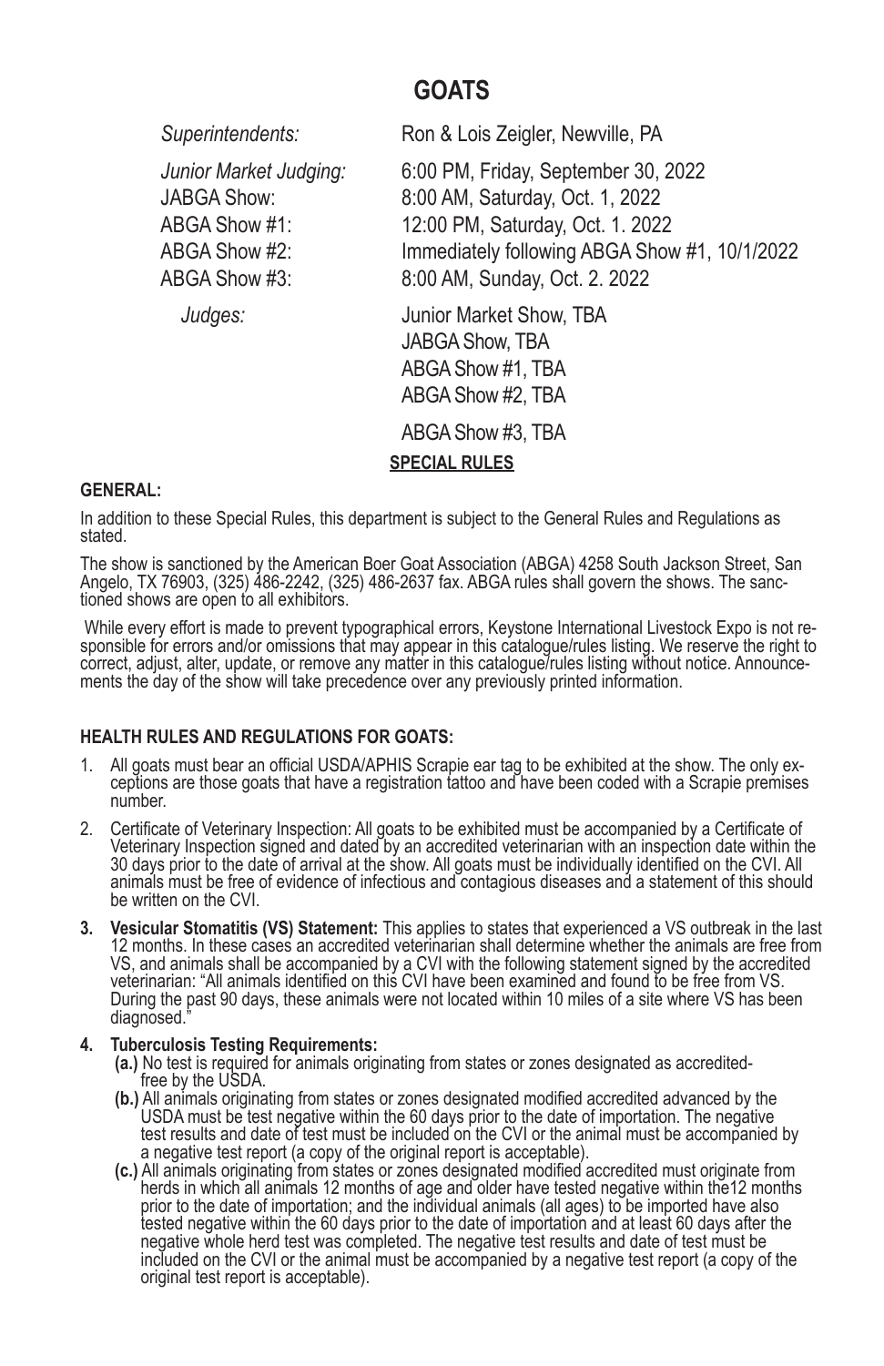# GOATS

| | |
|---|---|
| *Superintendents:* | Ron & Lois Zeigler, Newville, PA |
| *Junior Market Judging:* | 6:00 PM, Friday, September 30, 2022 |
| JABGA Show: | 8:00 AM, Saturday, Oct. 1, 2022 |
| ABGA Show #1: | 12:00 PM, Saturday, Oct. 1. 2022 |
| ABGA Show #2: | Immediately following ABGA Show #1, 10/1/2022 |
| ABGA Show #3: | 8:00 AM, Sunday, Oct. 2. 2022 |
| *Judges:* | Junior Market Show, TBA |
| | JABGA Show, TBA |
| | ABGA Show #1, TBA |
| | ABGA Show #2, TBA |
| | ABGA Show #3, TBA |

## SPECIAL RULES

**GENERAL:**

In addition to these Special Rules, this department is subject to the General Rules and Regulations as stated.

The show is sanctioned by the American Boer Goat Association (ABGA) 4258 South Jackson Street, San Angelo, TX 76903, (325) 486-2242, (325) 486-2637 fax. ABGA rules shall govern the shows. The sanctioned shows are open to all exhibitors.

While every effort is made to prevent typographical errors, Keystone International Livestock Expo is not responsible for errors and/or omissions that may appear in this catalogue/rules listing. We reserve the right to correct, adjust, alter, update, or remove any matter in this catalogue/rules listing without notice. Announcements the day of the show will take precedence over any previously printed information.

**HEALTH RULES AND REGULATIONS FOR GOATS:**

1. All goats must bear an official USDA/APHIS Scrapie ear tag to be exhibited at the show. The only exceptions are those goats that have a registration tattoo and have been coded with a Scrapie premises number.
2. Certificate of Veterinary Inspection: All goats to be exhibited must be accompanied by a Certificate of Veterinary Inspection signed and dated by an accredited veterinarian with an inspection date within the 30 days prior to the date of arrival at the show. All goats must be individually identified on the CVI. All animals must be free of evidence of infectious and contagious diseases and a statement of this should be written on the CVI.
3. **Vesicular Stomatitis (VS) Statement:** This applies to states that experienced a VS outbreak in the last 12 months. In these cases an accredited veterinarian shall determine whether the animals are free from VS, and animals shall be accompanied by a CVI with the following statement signed by the accredited veterinarian: "All animals identified on this CVI have been examined and found to be free from VS. During the past 90 days, these animals were not located within 10 miles of a site where VS has been diagnosed."
4. **Tuberculosis Testing Requirements:**
   - **(a.)** No test is required for animals originating from states or zones designated as accredited-free by the USDA.
   - **(b.)** All animals originating from states or zones designated modified accredited advanced by the USDA must be test negative within the 60 days prior to the date of importation. The negative test results and date of test must be included on the CVI or the animal must be accompanied by a negative test report (a copy of the original report is acceptable).
   - **(c.)** All animals originating from states or zones designated modified accredited must originate from herds in which all animals 12 months of age and older have tested negative within the12 months prior to the date of importation; and the individual animals (all ages) to be imported have also tested negative within the 60 days prior to the date of importation and at least 60 days after the negative whole herd test was completed. The negative test results and date of test must be included on the CVI or the animal must be accompanied by a negative test report (a copy of the original test report is acceptable).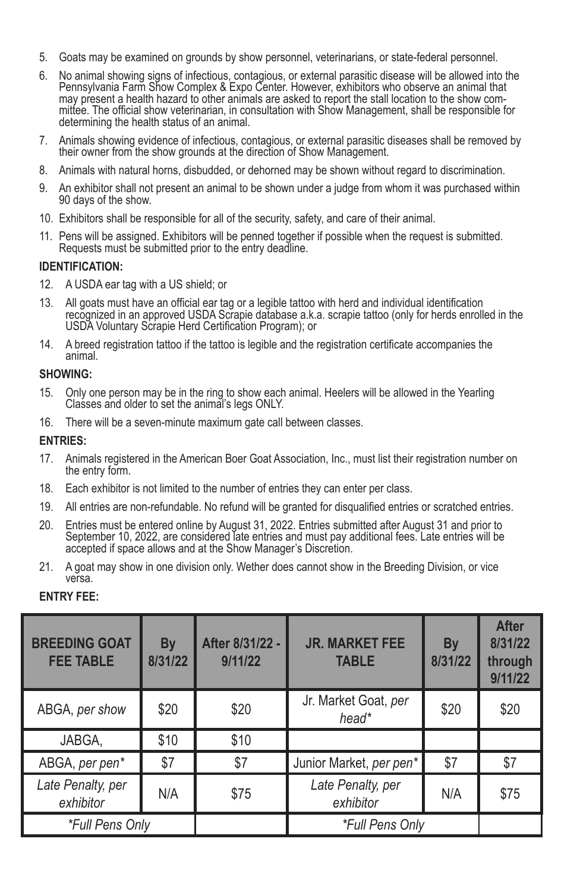5. Goats may be examined on grounds by show personnel, veterinarians, or state-federal personnel.
6. No animal showing signs of infectious, contagious, or external parasitic disease will be allowed into the Pennsylvania Farm Show Complex & Expo Center. However, exhibitors who observe an animal that may present a health hazard to other animals are asked to report the stall location to the show committee. The official show veterinarian, in consultation with Show Management, shall be responsible for determining the health status of an animal.
7. Animals showing evidence of infectious, contagious, or external parasitic diseases shall be removed by their owner from the show grounds at the direction of Show Management.
8. Animals with natural horns, disbudded, or dehorned may be shown without regard to discrimination.
9. An exhibitor shall not present an animal to be shown under a judge from whom it was purchased within 90 days of the show.
10. Exhibitors shall be responsible for all of the security, safety, and care of their animal.
11. Pens will be assigned. Exhibitors will be penned together if possible when the request is submitted. Requests must be submitted prior to the entry deadline.

**IDENTIFICATION:**

12. A USDA ear tag with a US shield; or
13. All goats must have an official ear tag or a legible tattoo with herd and individual identification recognized in an approved USDA Scrapie database a.k.a. scrapie tattoo (only for herds enrolled in the USDA Voluntary Scrapie Herd Certification Program); or
14. A breed registration tattoo if the tattoo is legible and the registration certificate accompanies the animal.

**SHOWING:**

15. Only one person may be in the ring to show each animal. Heelers will be allowed in the Yearling Classes and older to set the animal's legs ONLY.
16. There will be a seven-minute maximum gate call between classes.

**ENTRIES:**

17. Animals registered in the American Boer Goat Association, Inc., must list their registration number on the entry form.
18. Each exhibitor is not limited to the number of entries they can enter per class.
19. All entries are non-refundable. No refund will be granted for disqualified entries or scratched entries.
20. Entries must be entered online by August 31, 2022. Entries submitted after August 31 and prior to September 10, 2022, are considered late entries and must pay additional fees. Late entries will be accepted if space allows and at the Show Manager's Discretion.
21. A goat may show in one division only. Wether does cannot show in the Breeding Division, or vice versa.

**ENTRY FEE:**

| BREEDING GOAT FEE TABLE | By 8/31/22 | After 8/31/22 - 9/11/22 | JR. MARKET FEE TABLE | By 8/31/22 | After 8/31/22 through 9/11/22 |
|---|---|---|---|---|---|
| ABGA, *per show* | $20 | $20 | Jr. Market Goat, *per head** | $20 | $20 |
| JABGA, | $10 | $10 | | | |
| ABGA, *per pen** | $7 | $7 | Junior Market, *per pen** | $7 | $7 |
| *Late Penalty, per exhibitor* | N/A | $75 | *Late Penalty, per exhibitor* | N/A | $75 |
| **Full Pens Only* | | | **Full Pens Only* | | |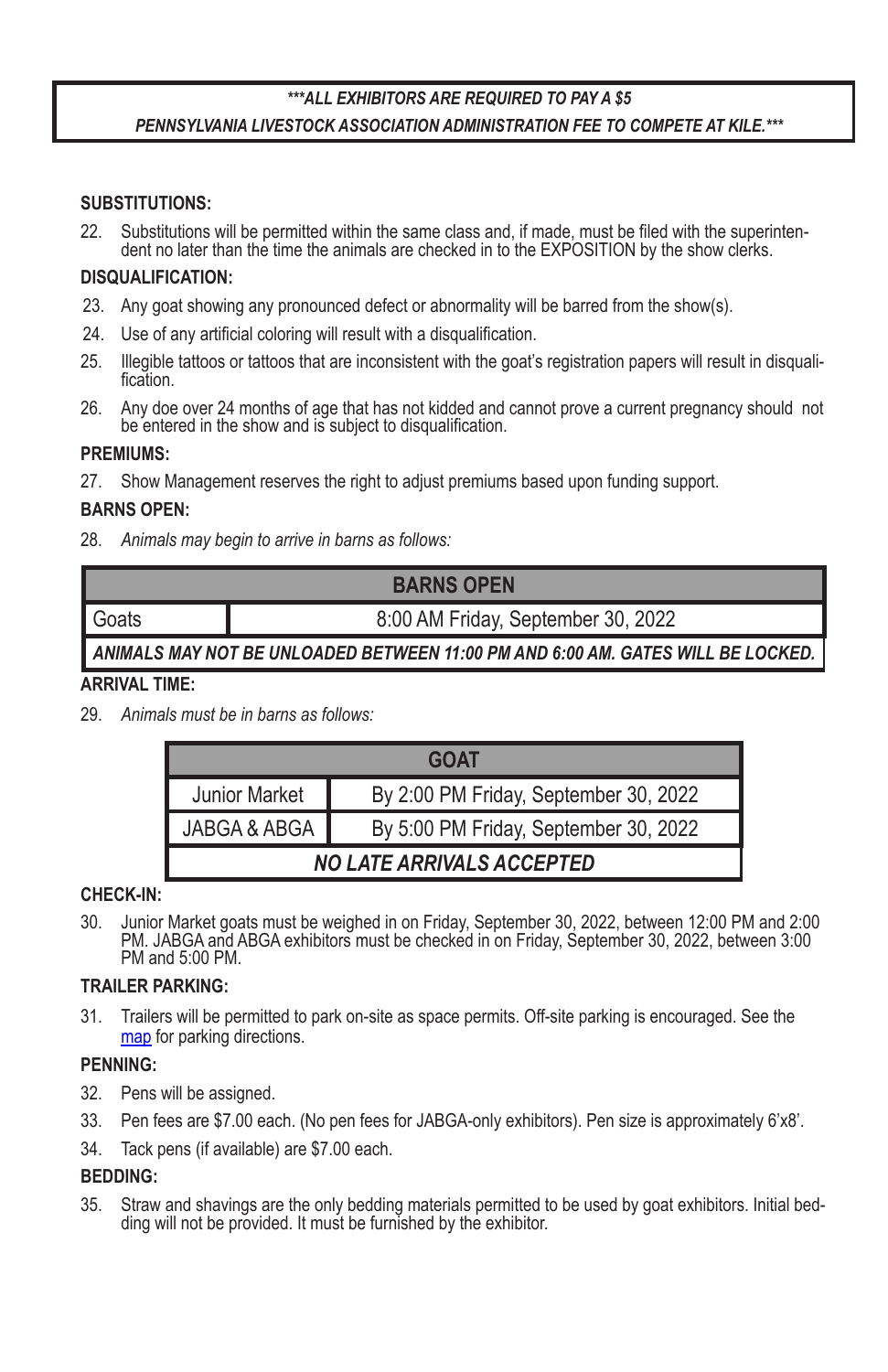***ALL EXHIBITORS ARE REQUIRED TO PAY A $5 PENNSYLVANIA LIVESTOCK ASSOCIATION ADMINISTRATION FEE TO COMPETE AT KILE.***

**SUBSTITUTIONS:**

22. Substitutions will be permitted within the same class and, if made, must be filed with the superintendent no later than the time the animals are checked in to the EXPOSITION by the show clerks.

**DISQUALIFICATION:**

23. Any goat showing any pronounced defect or abnormality will be barred from the show(s).
24. Use of any artificial coloring will result with a disqualification.
25. Illegible tattoos or tattoos that are inconsistent with the goat's registration papers will result in disqualification.
26. Any doe over 24 months of age that has not kidded and cannot prove a current pregnancy should not be entered in the show and is subject to disqualification.

**PREMIUMS:**

27. Show Management reserves the right to adjust premiums based upon funding support.

**BARNS OPEN:**

28. *Animals may begin to arrive in barns as follows:*

| BARNS OPEN | |
|---|---|
| Goats | 8:00 AM Friday, September 30, 2022 |
| ***ANIMALS MAY NOT BE UNLOADED BETWEEN 11:00 PM AND 6:00 AM. GATES WILL BE LOCKED.*** | |

**ARRIVAL TIME:**

29. *Animals must be in barns as follows:*

| GOAT | |
|---|---|
| Junior Market | By 2:00 PM Friday, September 30, 2022 |
| JABGA & ABGA | By 5:00 PM Friday, September 30, 2022 |
| ***NO LATE ARRIVALS ACCEPTED*** | |

**CHECK-IN:**

30. Junior Market goats must be weighed in on Friday, September 30, 2022, between 12:00 PM and 2:00 PM. JABGA and ABGA exhibitors must be checked in on Friday, September 30, 2022, between 3:00 PM and 5:00 PM.

**TRAILER PARKING:**

31. Trailers will be permitted to park on-site as space permits. Off-site parking is encouraged. See the map for parking directions.

**PENNING:**

32. Pens will be assigned.
33. Pen fees are $7.00 each. (No pen fees for JABGA-only exhibitors). Pen size is approximately 6'x8'.
34. Tack pens (if available) are $7.00 each.

**BEDDING:**

35. Straw and shavings are the only bedding materials permitted to be used by goat exhibitors. Initial bedding will not be provided. It must be furnished by the exhibitor.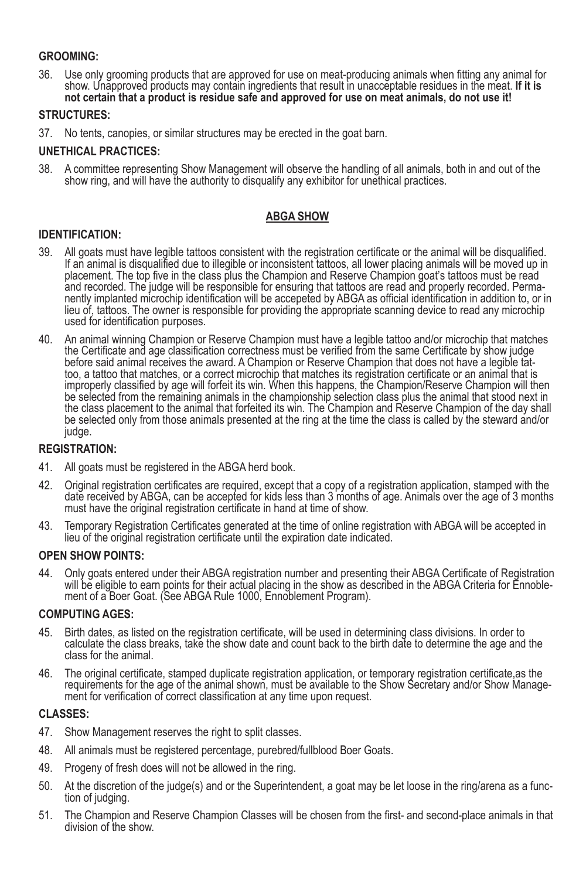**GROOMING:**

36. Use only grooming products that are approved for use on meat-producing animals when fitting any animal for show. Unapproved products may contain ingredients that result in unacceptable residues in the meat. **If it is not certain that a product is residue safe and approved for use on meat animals, do not use it!**

**STRUCTURES:**

37. No tents, canopies, or similar structures may be erected in the goat barn.

**UNETHICAL PRACTICES:**

38. A committee representing Show Management will observe the handling of all animals, both in and out of the show ring, and will have the authority to disqualify any exhibitor for unethical practices.

## ABGA SHOW

**IDENTIFICATION:**

39. All goats must have legible tattoos consistent with the registration certificate or the animal will be disqualified. If an animal is disqualified due to illegible or inconsistent tattoos, all lower placing animals will be moved up in placement. The top five in the class plus the Champion and Reserve Champion goat's tattoos must be read and recorded. The judge will be responsible for ensuring that tattoos are read and properly recorded. Permanently implanted microchip identification will be accepeted by ABGA as official identification in addition to, or in lieu of, tattoos. The owner is responsible for providing the appropriate scanning device to read any microchip used for identification purposes.

40. An animal winning Champion or Reserve Champion must have a legible tattoo and/or microchip that matches the Certificate and age classification correctness must be verified from the same Certificate by show judge before said animal receives the award. A Champion or Reserve Champion that does not have a legible tattoo, a tattoo that matches, or a correct microchip that matches its registration certificate or an animal that is improperly classified by age will forfeit its win. When this happens, the Champion/Reserve Champion will then be selected from the remaining animals in the championship selection class plus the animal that stood next in the class placement to the animal that forfeited its win. The Champion and Reserve Champion of the day shall be selected only from those animals presented at the ring at the time the class is called by the steward and/or judge.

**REGISTRATION:**

41. All goats must be registered in the ABGA herd book.

42. Original registration certificates are required, except that a copy of a registration application, stamped with the date received by ABGA, can be accepted for kids less than 3 months of age. Animals over the age of 3 months must have the original registration certificate in hand at time of show.

43. Temporary Registration Certificates generated at the time of online registration with ABGA will be accepted in lieu of the original registration certificate until the expiration date indicated.

**OPEN SHOW POINTS:**

44. Only goats entered under their ABGA registration number and presenting their ABGA Certificate of Registration will be eligible to earn points for their actual placing in the show as described in the ABGA Criteria for Ennoblement of a Boer Goat. (See ABGA Rule 1000, Ennoblement Program).

**COMPUTING AGES:**

45. Birth dates, as listed on the registration certificate, will be used in determining class divisions. In order to calculate the class breaks, take the show date and count back to the birth date to determine the age and the class for the animal.

46. The original certificate, stamped duplicate registration application, or temporary registration certificate,as the requirements for the age of the animal shown, must be available to the Show Secretary and/or Show Management for verification of correct classification at any time upon request.

**CLASSES:**

47. Show Management reserves the right to split classes.

48. All animals must be registered percentage, purebred/fullblood Boer Goats.

49. Progeny of fresh does will not be allowed in the ring.

50. At the discretion of the judge(s) and or the Superintendent, a goat may be let loose in the ring/arena as a function of judging.

51. The Champion and Reserve Champion Classes will be chosen from the first- and second-place animals in that division of the show.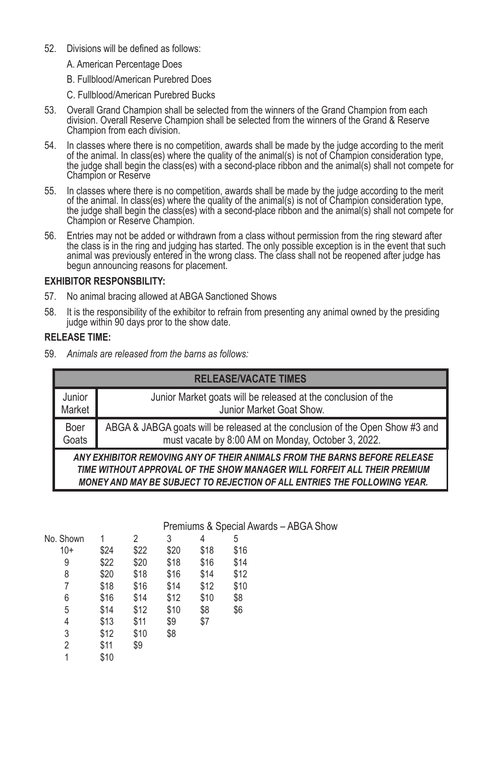52. Divisions will be defined as follows:

    A. American Percentage Does

    B. Fullblood/American Purebred Does

    C. Fullblood/American Purebred Bucks

53. Overall Grand Champion shall be selected from the winners of the Grand Champion from each division. Overall Reserve Champion shall be selected from the winners of the Grand & Reserve Champion from each division.

54. In classes where there is no competition, awards shall be made by the judge according to the merit of the animal. In class(es) where the quality of the animal(s) is not of Champion consideration type, the judge shall begin the class(es) with a second-place ribbon and the animal(s) shall not compete for Champion or Reserve

55. In classes where there is no competition, awards shall be made by the judge according to the merit of the animal. In class(es) where the quality of the animal(s) is not of Champion consideration type, the judge shall begin the class(es) with a second-place ribbon and the animal(s) shall not compete for Champion or Reserve Champion.

56. Entries may not be added or withdrawn from a class without permission from the ring steward after the class is in the ring and judging has started. The only possible exception is in the event that such animal was previously entered in the wrong class. The class shall not be reopened after judge has begun announcing reasons for placement.

**EXHIBITOR RESPONSBILITY:**

57. No animal bracing allowed at ABGA Sanctioned Shows

58. It is the responsibility of the exhibitor to refrain from presenting any animal owned by the presiding judge within 90 days pror to the show date.

**RELEASE TIME:**

59. *Animals are released from the barns as follows:*

| **RELEASE/VACATE TIMES** | |
|---|---|
| Junior Market | Junior Market goats will be released at the conclusion of the Junior Market Goat Show. |
| Boer Goats | ABGA & JABGA goats will be released at the conclusion of the Open Show #3 and must vacate by 8:00 AM on Monday, October 3, 2022. |
| ***ANY EXHIBITOR REMOVING ANY OF THEIR ANIMALS FROM THE BARNS BEFORE RELEASE TIME WITHOUT APPROVAL OF THE SHOW MANAGER WILL FORFEIT ALL THEIR PREMIUM MONEY AND MAY BE SUBJECT TO REJECTION OF ALL ENTRIES THE FOLLOWING YEAR.*** | |

Premiums & Special Awards – ABGA Show

| No. Shown | 1 | 2 | 3 | 4 | 5 |
|---|---|---|---|---|---|
| 10+ | $24 | $22 | $20 | $18 | $16 |
| 9 | $22 | $20 | $18 | $16 | $14 |
| 8 | $20 | $18 | $16 | $14 | $12 |
| 7 | $18 | $16 | $14 | $12 | $10 |
| 6 | $16 | $14 | $12 | $10 | $8 |
| 5 | $14 | $12 | $10 | $8 | $6 |
| 4 | $13 | $11 | $9 | $7 | |
| 3 | $12 | $10 | $8 | | |
| 2 | $11 | $9 | | | |
| 1 | $10 | | | | |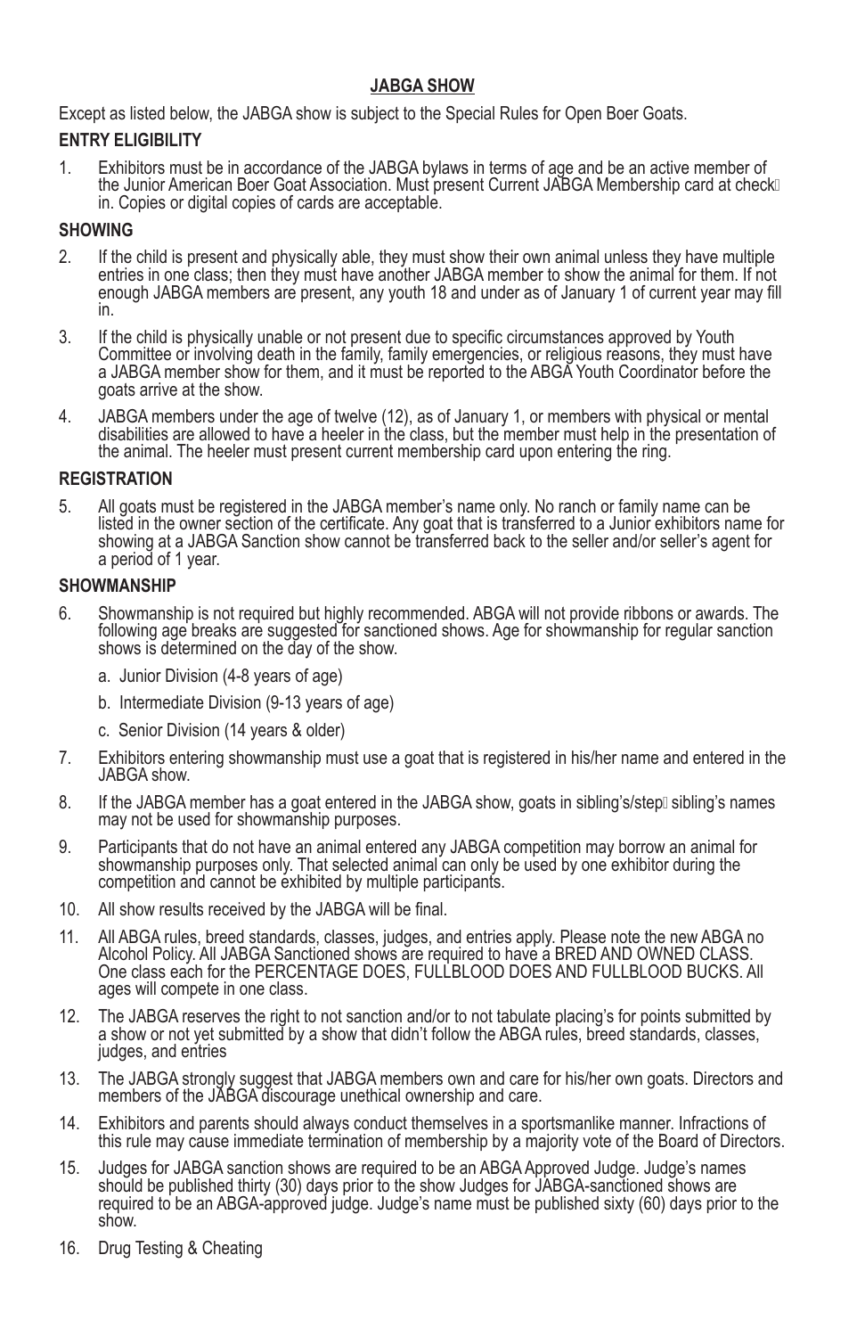## JABGA SHOW

Except as listed below, the JABGA show is subject to the Special Rules for Open Boer Goats.

### ENTRY ELIGIBILITY

1. Exhibitors must be in accordance of the JABGA bylaws in terms of age and be an active member of the Junior American Boer Goat Association. Must present Current JABGA Membership card at check-in. Copies or digital copies of cards are acceptable.

### SHOWING

2. If the child is present and physically able, they must show their own animal unless they have multiple entries in one class; then they must have another JABGA member to show the animal for them. If not enough JABGA members are present, any youth 18 and under as of January 1 of current year may fill in.
3. If the child is physically unable or not present due to specific circumstances approved by Youth Committee or involving death in the family, family emergencies, or religious reasons, they must have a JABGA member show for them, and it must be reported to the ABGA Youth Coordinator before the goats arrive at the show.
4. JABGA members under the age of twelve (12), as of January 1, or members with physical or mental disabilities are allowed to have a heeler in the class, but the member must help in the presentation of the animal. The heeler must present current membership card upon entering the ring.

### REGISTRATION

5. All goats must be registered in the JABGA member's name only. No ranch or family name can be listed in the owner section of the certificate. Any goat that is transferred to a Junior exhibitors name for showing at a JABGA Sanction show cannot be transferred back to the seller and/or seller's agent for a period of 1 year.

### SHOWMANSHIP

6. Showmanship is not required but highly recommended. ABGA will not provide ribbons or awards. The following age breaks are suggested for sanctioned shows. Age for showmanship for regular sanction shows is determined on the day of the show.
   a. Junior Division (4-8 years of age)
   b. Intermediate Division (9-13 years of age)
   c. Senior Division (14 years & older)
7. Exhibitors entering showmanship must use a goat that is registered in his/her name and entered in the JABGA show.
8. If the JABGA member has a goat entered in the JABGA show, goats in sibling's/step-sibling's names may not be used for showmanship purposes.
9. Participants that do not have an animal entered any JABGA competition may borrow an animal for showmanship purposes only. That selected animal can only be used by one exhibitor during the competition and cannot be exhibited by multiple participants.
10. All show results received by the JABGA will be final.
11. All ABGA rules, breed standards, classes, judges, and entries apply. Please note the new ABGA no Alcohol Policy. All JABGA Sanctioned shows are required to have a BRED AND OWNED CLASS. One class each for the PERCENTAGE DOES, FULLBLOOD DOES AND FULLBLOOD BUCKS. All ages will compete in one class.
12. The JABGA reserves the right to not sanction and/or to not tabulate placing's for points submitted by a show or not yet submitted by a show that didn't follow the ABGA rules, breed standards, classes, judges, and entries
13. The JABGA strongly suggest that JABGA members own and care for his/her own goats. Directors and members of the JABGA discourage unethical ownership and care.
14. Exhibitors and parents should always conduct themselves in a sportsmanlike manner. Infractions of this rule may cause immediate termination of membership by a majority vote of the Board of Directors.
15. Judges for JABGA sanction shows are required to be an ABGA Approved Judge. Judge's names should be published thirty (30) days prior to the show Judges for JABGA-sanctioned shows are required to be an ABGA-approved judge. Judge's name must be published sixty (60) days prior to the show.
16. Drug Testing & Cheating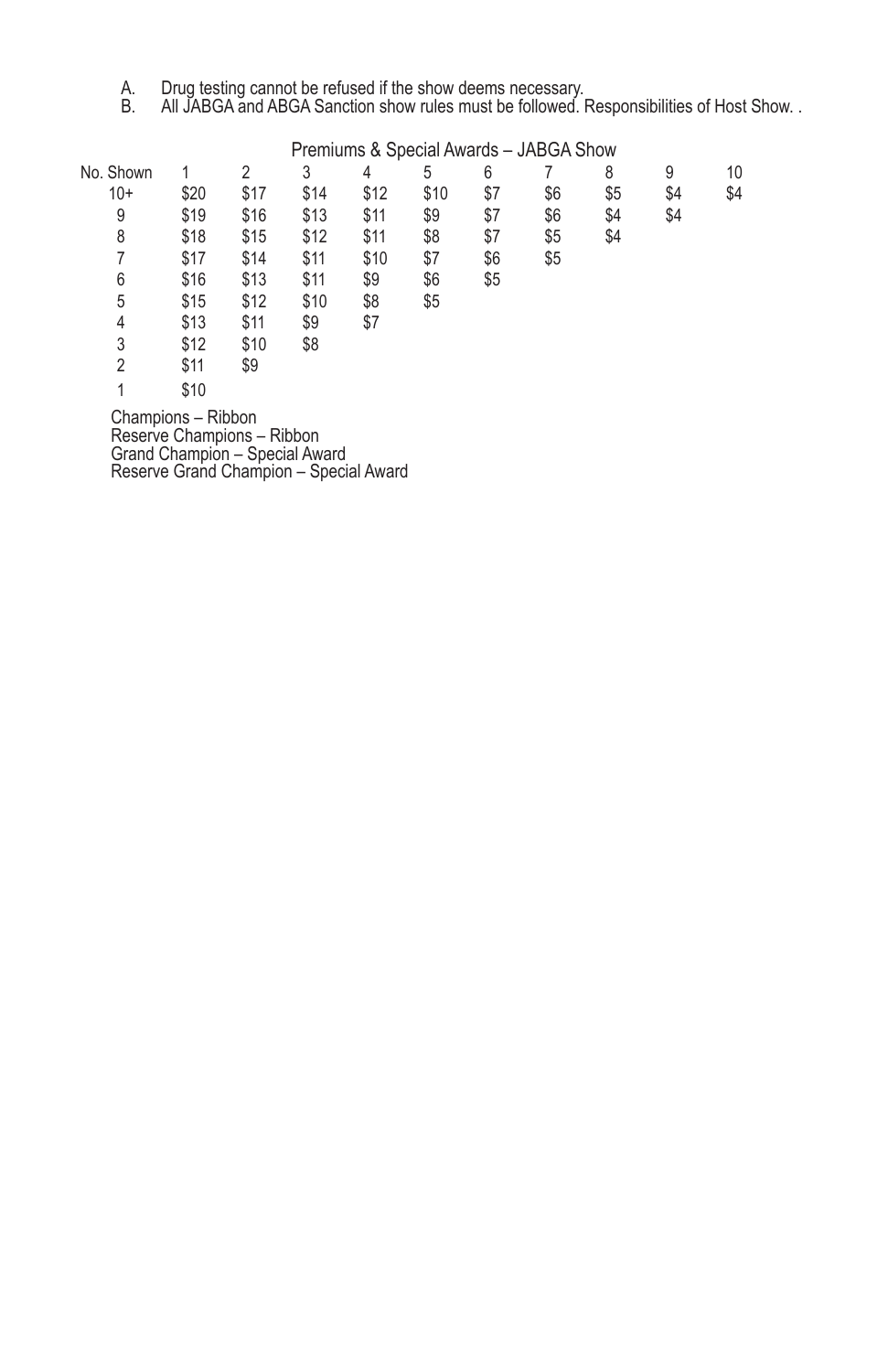A. Drug testing cannot be refused if the show deems necessary.
B. All JABGA and ABGA Sanction show rules must be followed. Responsibilities of Host Show. .

## Premiums & Special Awards – JABGA Show

| No. Shown | 1 | 2 | 3 | 4 | 5 | 6 | 7 | 8 | 9 | 10 |
|---|---|---|---|---|---|---|---|---|---|---|
| 10+ | $20 | $17 | $14 | $12 | $10 | $7 | $6 | $5 | $4 | $4 |
| 9 | $19 | $16 | $13 | $11 | $9 | $7 | $6 | $4 | $4 | |
| 8 | $18 | $15 | $12 | $11 | $8 | $7 | $5 | $4 | | |
| 7 | $17 | $14 | $11 | $10 | $7 | $6 | $5 | | | |
| 6 | $16 | $13 | $11 | $9 | $6 | $5 | | | | |
| 5 | $15 | $12 | $10 | $8 | $5 | | | | | |
| 4 | $13 | $11 | $9 | $7 | | | | | | |
| 3 | $12 | $10 | $8 | | | | | | | |
| 2 | $11 | $9 | | | | | | | | |
| 1 | $10 | | | | | | | | | |

Champions – Ribbon
Reserve Champions – Ribbon
Grand Champion – Special Award
Reserve Grand Champion – Special Award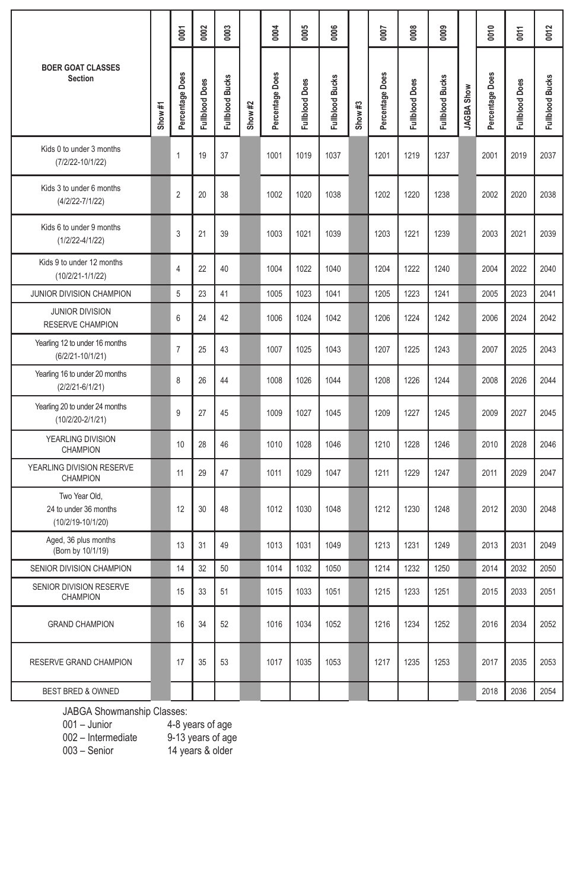| BOER GOAT CLASSES Section | Show #1 | 0001 Percentage Does | 0002 Fullblood Does | 0003 Fullblood Bucks | Show #2 | 0004 Percentage Does | 0005 Fullblood Does | 0006 Fullblood Bucks | Show #3 | 0007 Percentage Does | 0008 Fullblood Does | 0009 Fullblood Bucks | JAGBA Show | 0010 Percentage Does | 0011 Fullblood Does | 0012 Fullblood Bucks |
|---|---|---|---|---|---|---|---|---|---|---|---|---|---|---|---|---|
| Kids 0 to under 3 months (7/2/22-10/1/22) | | 1 | 19 | 37 | | 1001 | 1019 | 1037 | | 1201 | 1219 | 1237 | | 2001 | 2019 | 2037 |
| Kids 3 to under 6 months (4/2/22-7/1/22) | | 2 | 20 | 38 | | 1002 | 1020 | 1038 | | 1202 | 1220 | 1238 | | 2002 | 2020 | 2038 |
| Kids 6 to under 9 months (1/2/22-4/1/22) | | 3 | 21 | 39 | | 1003 | 1021 | 1039 | | 1203 | 1221 | 1239 | | 2003 | 2021 | 2039 |
| Kids 9 to under 12 months (10/2/21-1/1/22) | | 4 | 22 | 40 | | 1004 | 1022 | 1040 | | 1204 | 1222 | 1240 | | 2004 | 2022 | 2040 |
| JUNIOR DIVISION CHAMPION | | 5 | 23 | 41 | | 1005 | 1023 | 1041 | | 1205 | 1223 | 1241 | | 2005 | 2023 | 2041 |
| JUNIOR DIVISION RESERVE CHAMPION | | 6 | 24 | 42 | | 1006 | 1024 | 1042 | | 1206 | 1224 | 1242 | | 2006 | 2024 | 2042 |
| Yearling 12 to under 16 months (6/2/21-10/1/21) | | 7 | 25 | 43 | | 1007 | 1025 | 1043 | | 1207 | 1225 | 1243 | | 2007 | 2025 | 2043 |
| Yearling 16 to under 20 months (2/2/21-6/1/21) | | 8 | 26 | 44 | | 1008 | 1026 | 1044 | | 1208 | 1226 | 1244 | | 2008 | 2026 | 2044 |
| Yearling 20 to under 24 months (10/2/20-2/1/21) | | 9 | 27 | 45 | | 1009 | 1027 | 1045 | | 1209 | 1227 | 1245 | | 2009 | 2027 | 2045 |
| YEARLING DIVISION CHAMPION | | 10 | 28 | 46 | | 1010 | 1028 | 1046 | | 1210 | 1228 | 1246 | | 2010 | 2028 | 2046 |
| YEARLING DIVISION RESERVE CHAMPION | | 11 | 29 | 47 | | 1011 | 1029 | 1047 | | 1211 | 1229 | 1247 | | 2011 | 2029 | 2047 |
| Two Year Old, 24 to under 36 months (10/2/19-10/1/20) | | 12 | 30 | 48 | | 1012 | 1030 | 1048 | | 1212 | 1230 | 1248 | | 2012 | 2030 | 2048 |
| Aged, 36 plus months (Born by 10/1/19) | | 13 | 31 | 49 | | 1013 | 1031 | 1049 | | 1213 | 1231 | 1249 | | 2013 | 2031 | 2049 |
| SENIOR DIVISION CHAMPION | | 14 | 32 | 50 | | 1014 | 1032 | 1050 | | 1214 | 1232 | 1250 | | 2014 | 2032 | 2050 |
| SENIOR DIVISION RESERVE CHAMPION | | 15 | 33 | 51 | | 1015 | 1033 | 1051 | | 1215 | 1233 | 1251 | | 2015 | 2033 | 2051 |
| GRAND CHAMPION | | 16 | 34 | 52 | | 1016 | 1034 | 1052 | | 1216 | 1234 | 1252 | | 2016 | 2034 | 2052 |
| RESERVE GRAND CHAMPION | | 17 | 35 | 53 | | 1017 | 1035 | 1053 | | 1217 | 1235 | 1253 | | 2017 | 2035 | 2053 |
| BEST BRED & OWNED | | | | | | | | | | | | | | 2018 | 2036 | 2054 |

JABGA Showmanship Classes:

| | |
|---|---|
| 001 – Junior | 4-8 years of age |
| 002 – Intermediate | 9-13 years of age |
| 003 – Senior | 14 years & older |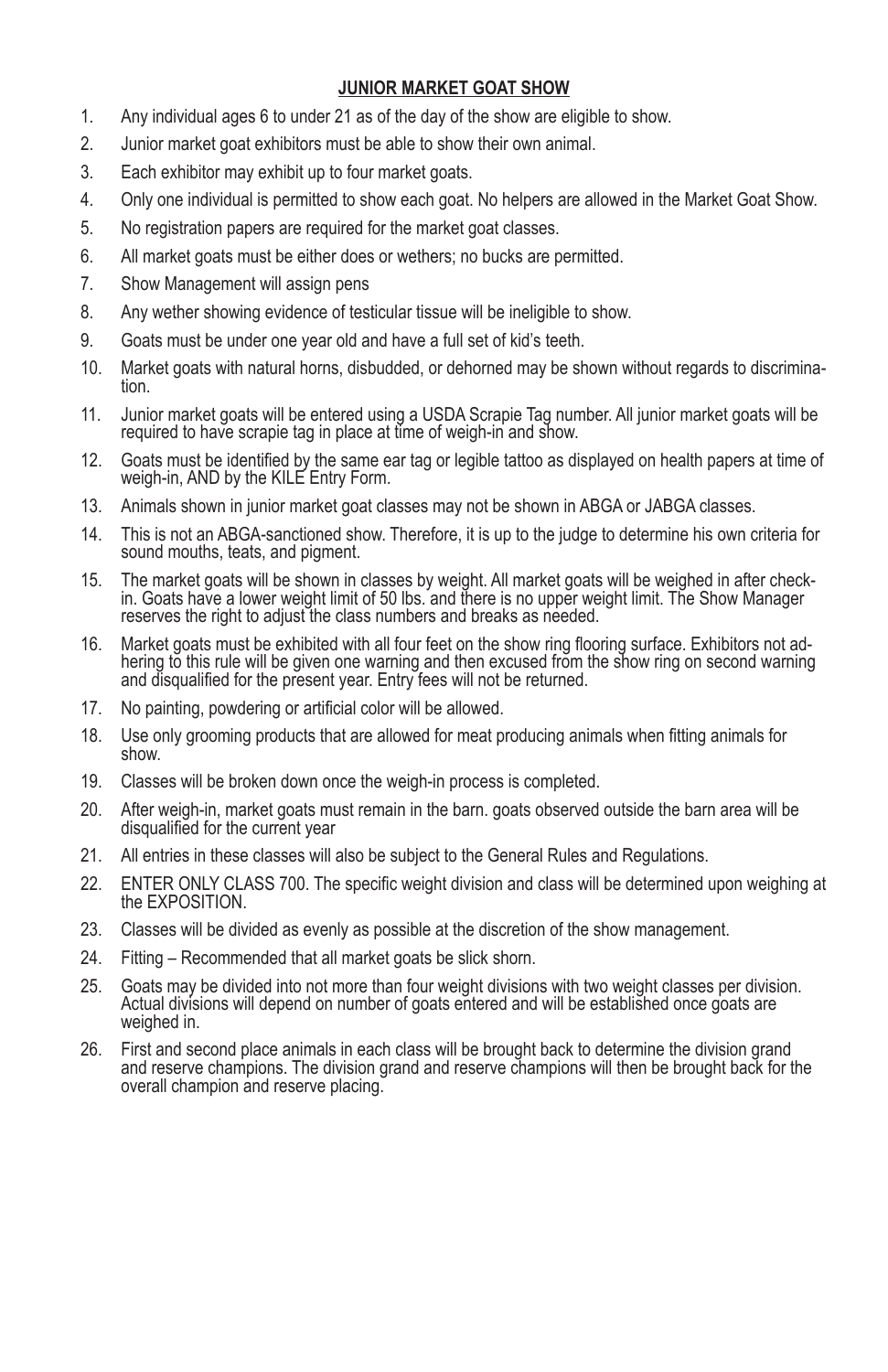## JUNIOR MARKET GOAT SHOW

1. Any individual ages 6 to under 21 as of the day of the show are eligible to show.
2. Junior market goat exhibitors must be able to show their own animal.
3. Each exhibitor may exhibit up to four market goats.
4. Only one individual is permitted to show each goat. No helpers are allowed in the Market Goat Show.
5. No registration papers are required for the market goat classes.
6. All market goats must be either does or wethers; no bucks are permitted.
7. Show Management will assign pens
8. Any wether showing evidence of testicular tissue will be ineligible to show.
9. Goats must be under one year old and have a full set of kid's teeth.
10. Market goats with natural horns, disbudded, or dehorned may be shown without regards to discrimination.
11. Junior market goats will be entered using a USDA Scrapie Tag number. All junior market goats will be required to have scrapie tag in place at time of weigh-in and show.
12. Goats must be identified by the same ear tag or legible tattoo as displayed on health papers at time of weigh-in, AND by the KILE Entry Form.
13. Animals shown in junior market goat classes may not be shown in ABGA or JABGA classes.
14. This is not an ABGA-sanctioned show. Therefore, it is up to the judge to determine his own criteria for sound mouths, teats, and pigment.
15. The market goats will be shown in classes by weight. All market goats will be weighed in after check-in. Goats have a lower weight limit of 50 lbs. and there is no upper weight limit. The Show Manager reserves the right to adjust the class numbers and breaks as needed.
16. Market goats must be exhibited with all four feet on the show ring flooring surface. Exhibitors not adhering to this rule will be given one warning and then excused from the show ring on second warning and disqualified for the present year. Entry fees will not be returned.
17. No painting, powdering or artificial color will be allowed.
18. Use only grooming products that are allowed for meat producing animals when fitting animals for show.
19. Classes will be broken down once the weigh-in process is completed.
20. After weigh-in, market goats must remain in the barn. goats observed outside the barn area will be disqualified for the current year
21. All entries in these classes will also be subject to the General Rules and Regulations.
22. ENTER ONLY CLASS 700. The specific weight division and class will be determined upon weighing at the EXPOSITION.
23. Classes will be divided as evenly as possible at the discretion of the show management.
24. Fitting – Recommended that all market goats be slick shorn.
25. Goats may be divided into not more than four weight divisions with two weight classes per division. Actual divisions will depend on number of goats entered and will be established once goats are weighed in.
26. First and second place animals in each class will be brought back to determine the division grand and reserve champions. The division grand and reserve champions will then be brought back for the overall champion and reserve placing.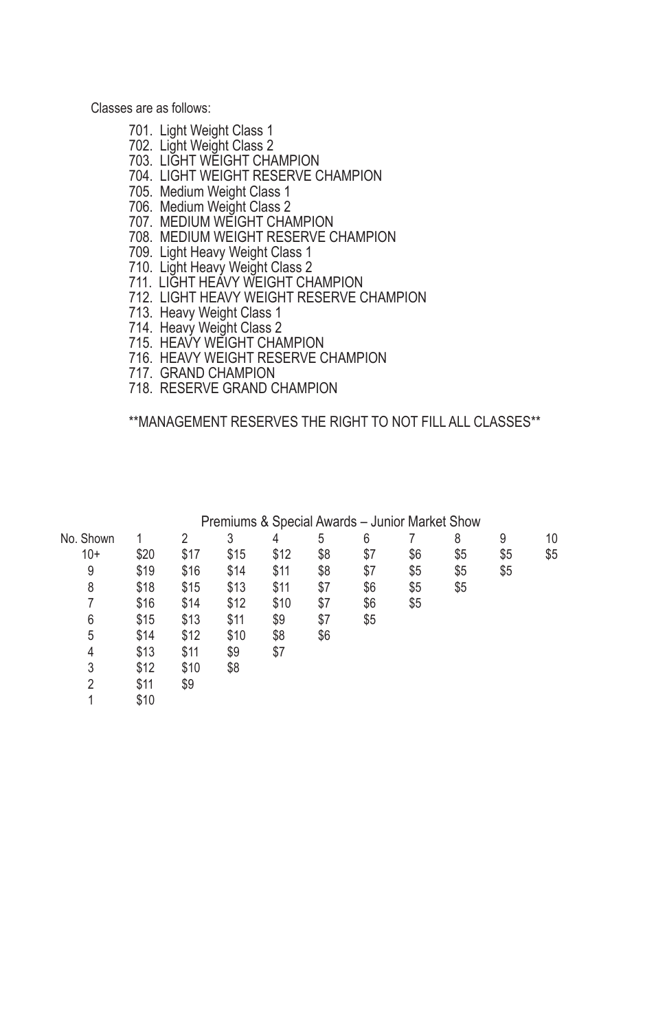Classes are as follows:

701. Light Weight Class 1
702. Light Weight Class 2
703. LIGHT WEIGHT CHAMPION
704. LIGHT WEIGHT RESERVE CHAMPION
705. Medium Weight Class 1
706. Medium Weight Class 2
707. MEDIUM WEIGHT CHAMPION
708. MEDIUM WEIGHT RESERVE CHAMPION
709. Light Heavy Weight Class 1
710. Light Heavy Weight Class 2
711. LIGHT HEAVY WEIGHT CHAMPION
712. LIGHT HEAVY WEIGHT RESERVE CHAMPION
713. Heavy Weight Class 1
714. Heavy Weight Class 2
715. HEAVY WEIGHT CHAMPION
716. HEAVY WEIGHT RESERVE CHAMPION
717. GRAND CHAMPION
718. RESERVE GRAND CHAMPION

**MANAGEMENT RESERVES THE RIGHT TO NOT FILL ALL CLASSES**

## Premiums & Special Awards – Junior Market Show

| No. Shown | 1 | 2 | 3 | 4 | 5 | 6 | 7 | 8 | 9 | 10 |
|---|---|---|---|---|---|---|---|---|---|---|
| 10+ | $20 | $17 | $15 | $12 | $8 | $7 | $6 | $5 | $5 | $5 |
| 9 | $19 | $16 | $14 | $11 | $8 | $7 | $5 | $5 | $5 | |
| 8 | $18 | $15 | $13 | $11 | $7 | $6 | $5 | $5 | | |
| 7 | $16 | $14 | $12 | $10 | $7 | $6 | $5 | | | |
| 6 | $15 | $13 | $11 | $9 | $7 | $5 | | | | |
| 5 | $14 | $12 | $10 | $8 | $6 | | | | | |
| 4 | $13 | $11 | $9 | $7 | | | | | | |
| 3 | $12 | $10 | $8 | | | | | | | |
| 2 | $11 | $9 | | | | | | | | |
| 1 | $10 | | | | | | | | | |